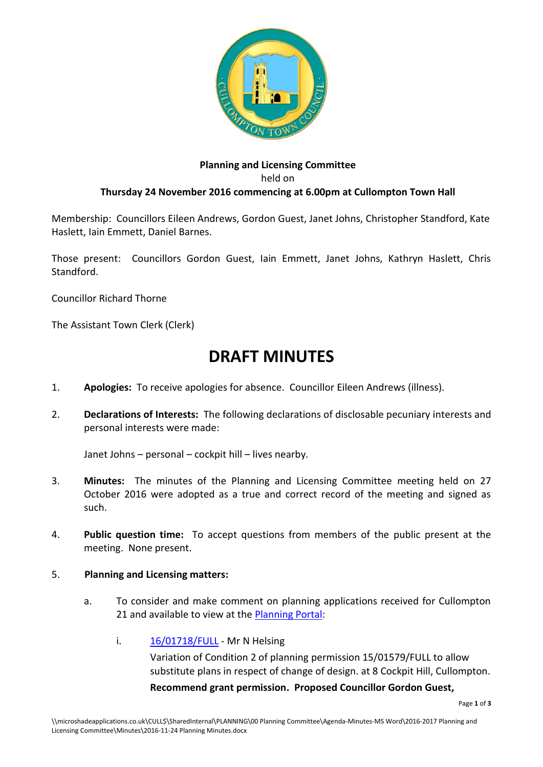**Planning and Licensing Committee**

held on

**Thursday 24 November 2016 commencing at 6.00pm at Cullompton Town Hall**

Membership: Councillors Eileen Andrews, Gordon Guest, Janet Johns, Christopher Standford, Kate Haslett, Iain Emmett, Daniel Barnes.

Those present: Councillors Gordon Guest, Iain Emmett, Janet Johns, Kathryn Haslett, Chris Standford.

Councillor Richard Thorne

The Assistant Town Clerk (Clerk)

# DRAFT MINUTES

1. **Apologies:** To receive apologies for absence. Councillor Eileen Andrews (illness).

2. **Declarations of Interests:** The following declarations of disclosable pecuniary interests and personal interests were made:

   Janet Johns – personal – cockpit hill – lives nearby.

3. **Minutes:** The minutes of the Planning and Licensing Committee meeting held on 27 October 2016 were adopted as a true and correct record of the meeting and signed as such.

4. **Public question time:** To accept questions from members of the public present at the meeting. None present.

5. **Planning and Licensing matters:**

   a. To consider and make comment on planning applications received for Cullompton 21 and available to view at the Planning Portal:

      i. 16/01718/FULL - Mr N Helsing

         Variation of Condition 2 of planning permission 15/01579/FULL to allow substitute plans in respect of change of design. at 8 Cockpit Hill, Cullompton.

         **Recommend grant permission. Proposed Councillor Gordon Guest,**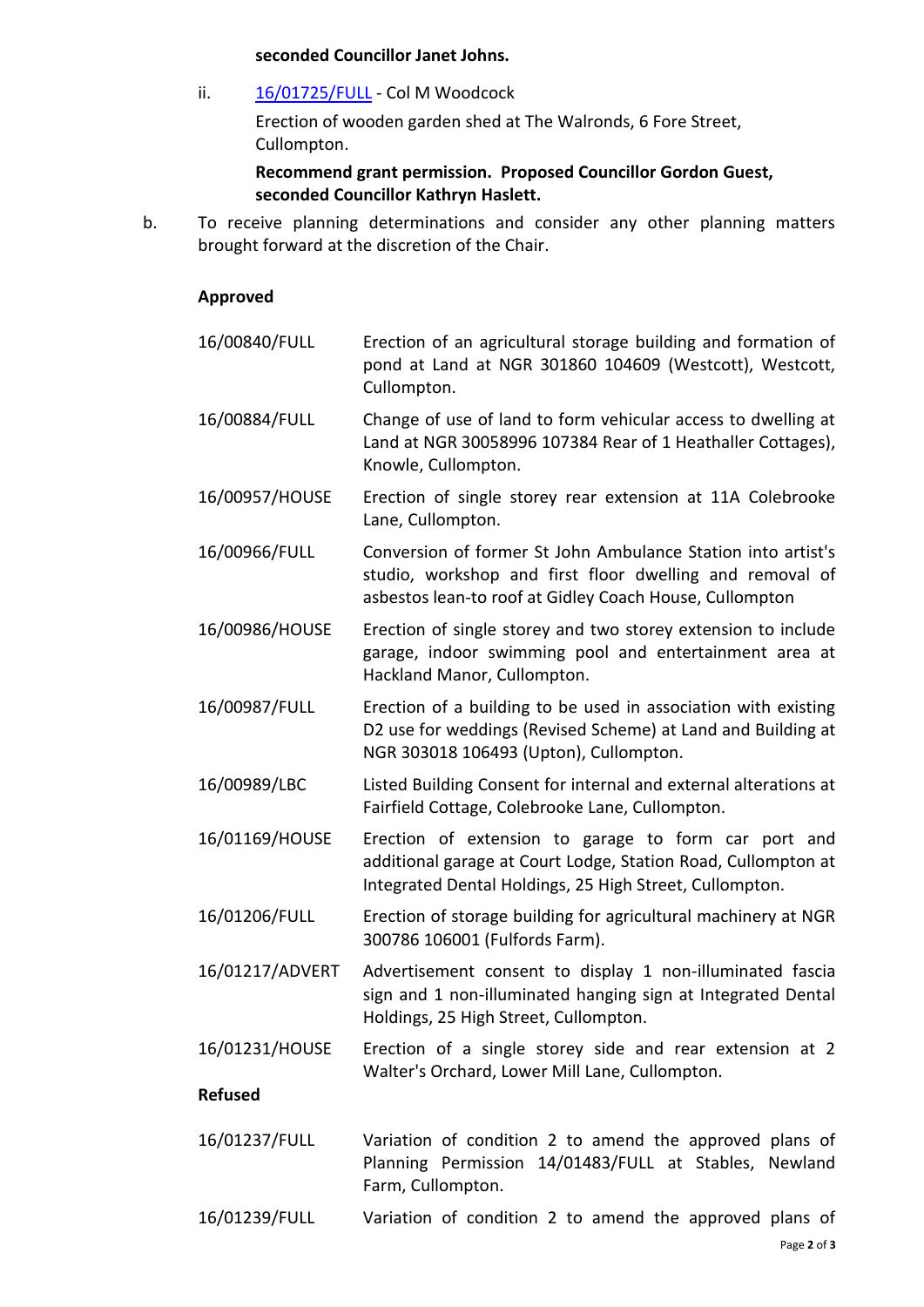**seconded Councillor Janet Johns.**

ii. [16/01725/FULL](16/01725/FULL) - Col M Woodcock

Erection of wooden garden shed at The Walronds, 6 Fore Street, Cullompton.

**Recommend grant permission. Proposed Councillor Gordon Guest, seconded Councillor Kathryn Haslett.**

b. To receive planning determinations and consider any other planning matters brought forward at the discretion of the Chair.

**Approved**

| | |
|---|---|
| 16/00840/FULL | Erection of an agricultural storage building and formation of pond at Land at NGR 301860 104609 (Westcott), Westcott, Cullompton. |
| 16/00884/FULL | Change of use of land to form vehicular access to dwelling at Land at NGR 30058996 107384 Rear of 1 Heathaller Cottages), Knowle, Cullompton. |
| 16/00957/HOUSE | Erection of single storey rear extension at 11A Colebrooke Lane, Cullompton. |
| 16/00966/FULL | Conversion of former St John Ambulance Station into artist's studio, workshop and first floor dwelling and removal of asbestos lean-to roof at Gidley Coach House, Cullompton |
| 16/00986/HOUSE | Erection of single storey and two storey extension to include garage, indoor swimming pool and entertainment area at Hackland Manor, Cullompton. |
| 16/00987/FULL | Erection of a building to be used in association with existing D2 use for weddings (Revised Scheme) at Land and Building at NGR 303018 106493 (Upton), Cullompton. |
| 16/00989/LBC | Listed Building Consent for internal and external alterations at Fairfield Cottage, Colebrooke Lane, Cullompton. |
| 16/01169/HOUSE | Erection of extension to garage to form car port and additional garage at Court Lodge, Station Road, Cullompton at Integrated Dental Holdings, 25 High Street, Cullompton. |
| 16/01206/FULL | Erection of storage building for agricultural machinery at NGR 300786 106001 (Fulfords Farm). |
| 16/01217/ADVERT | Advertisement consent to display 1 non-illuminated fascia sign and 1 non-illuminated hanging sign at Integrated Dental Holdings, 25 High Street, Cullompton. |
| 16/01231/HOUSE | Erection of a single storey side and rear extension at 2 Walter's Orchard, Lower Mill Lane, Cullompton. |

**Refused**

| | |
|---|---|
| 16/01237/FULL | Variation of condition 2 to amend the approved plans of Planning Permission 14/01483/FULL at Stables, Newland Farm, Cullompton. |
| 16/01239/FULL | Variation of condition 2 to amend the approved plans of |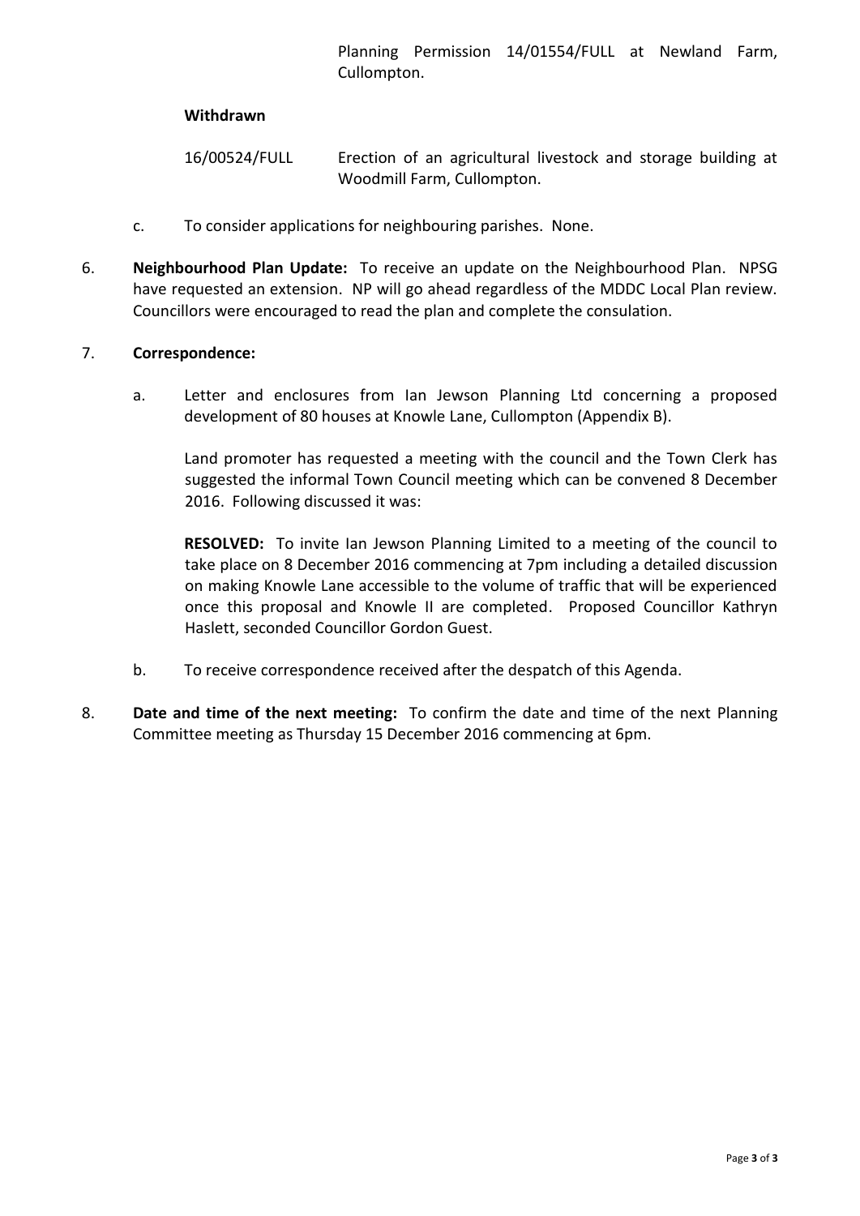Planning Permission 14/01554/FULL at Newland Farm, Cullompton.

**Withdrawn**

16/00524/FULL Erection of an agricultural livestock and storage building at Woodmill Farm, Cullompton.

c. To consider applications for neighbouring parishes. None.

6. **Neighbourhood Plan Update:** To receive an update on the Neighbourhood Plan. NPSG have requested an extension. NP will go ahead regardless of the MDDC Local Plan review. Councillors were encouraged to read the plan and complete the consulation.

7. **Correspondence:**

a. Letter and enclosures from Ian Jewson Planning Ltd concerning a proposed development of 80 houses at Knowle Lane, Cullompton (Appendix B).

Land promoter has requested a meeting with the council and the Town Clerk has suggested the informal Town Council meeting which can be convened 8 December 2016. Following discussed it was:

**RESOLVED:** To invite Ian Jewson Planning Limited to a meeting of the council to take place on 8 December 2016 commencing at 7pm including a detailed discussion on making Knowle Lane accessible to the volume of traffic that will be experienced once this proposal and Knowle II are completed. Proposed Councillor Kathryn Haslett, seconded Councillor Gordon Guest.

b. To receive correspondence received after the despatch of this Agenda.

8. **Date and time of the next meeting:** To confirm the date and time of the next Planning Committee meeting as Thursday 15 December 2016 commencing at 6pm.